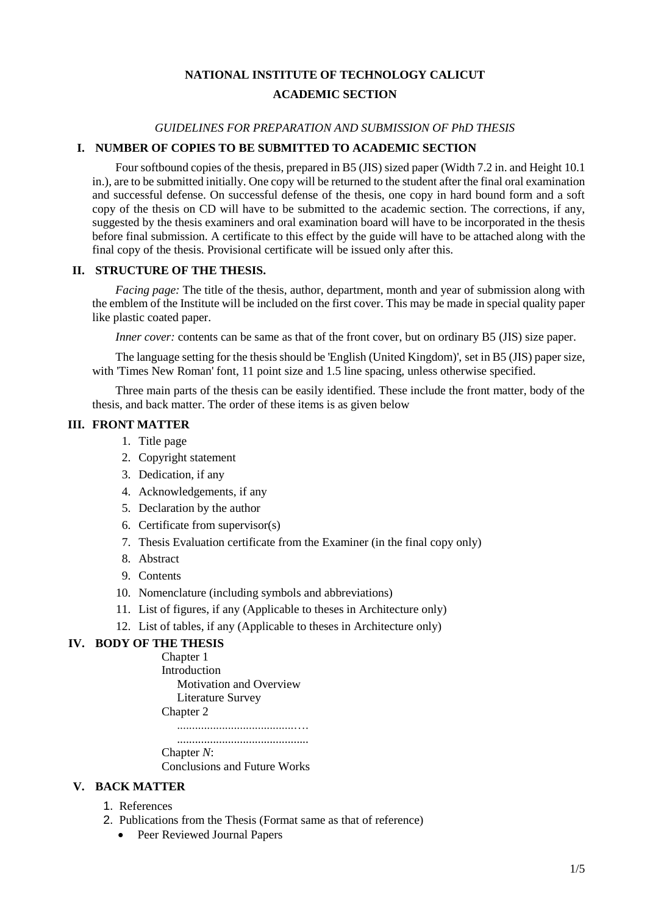# NATIONAL INSTITUTE OF TECHNOLOGY CALICUT

## ACADEMIC SECTION

*GUIDELINES FOR PREPARATION AND SUBMISSION OF PhD THESIS*

## I. NUMBER OF COPIES TO BE SUBMITTED TO ACADEMIC SECTION

Four softbound copies of the thesis, prepared in B5 (JIS) sized paper (Width 7.2 in. and Height 10.1 in.), are to be submitted initially. One copy will be returned to the student after the final oral examination and successful defense. On successful defense of the thesis, one copy in hard bound form and a soft copy of the thesis on CD will have to be submitted to the academic section. The corrections, if any, suggested by the thesis examiners and oral examination board will have to be incorporated in the thesis before final submission. A certificate to this effect by the guide will have to be attached along with the final copy of the thesis. Provisional certificate will be issued only after this.

## II. STRUCTURE OF THE THESIS.

*Facing page:* The title of the thesis, author, department, month and year of submission along with the emblem of the Institute will be included on the first cover. This may be made in special quality paper like plastic coated paper.

*Inner cover:* contents can be same as that of the front cover, but on ordinary B5 (JIS) size paper.

The language setting for the thesis should be 'English (United Kingdom)', set in B5 (JIS) paper size, with 'Times New Roman' font, 11 point size and 1.5 line spacing, unless otherwise specified.

Three main parts of the thesis can be easily identified. These include the front matter, body of the thesis, and back matter. The order of these items is as given below

## III. FRONT MATTER

1. Title page
2. Copyright statement
3. Dedication, if any
4. Acknowledgements, if any
5. Declaration by the author
6. Certificate from supervisor(s)
7. Thesis Evaluation certificate from the Examiner (in the final copy only)
8. Abstract
9. Contents
10. Nomenclature (including symbols and abbreviations)
11. List of figures, if any (Applicable to theses in Architecture only)
12. List of tables, if any (Applicable to theses in Architecture only)

## IV. BODY OF THE THESIS

Chapter 1
Introduction
  Motivation and Overview
  Literature Survey
Chapter 2
  ........................................…
  ............................................
Chapter *N*:
Conclusions and Future Works

## V. BACK MATTER

1. References
2. Publications from the Thesis (Format same as that of reference)
   - Peer Reviewed Journal Papers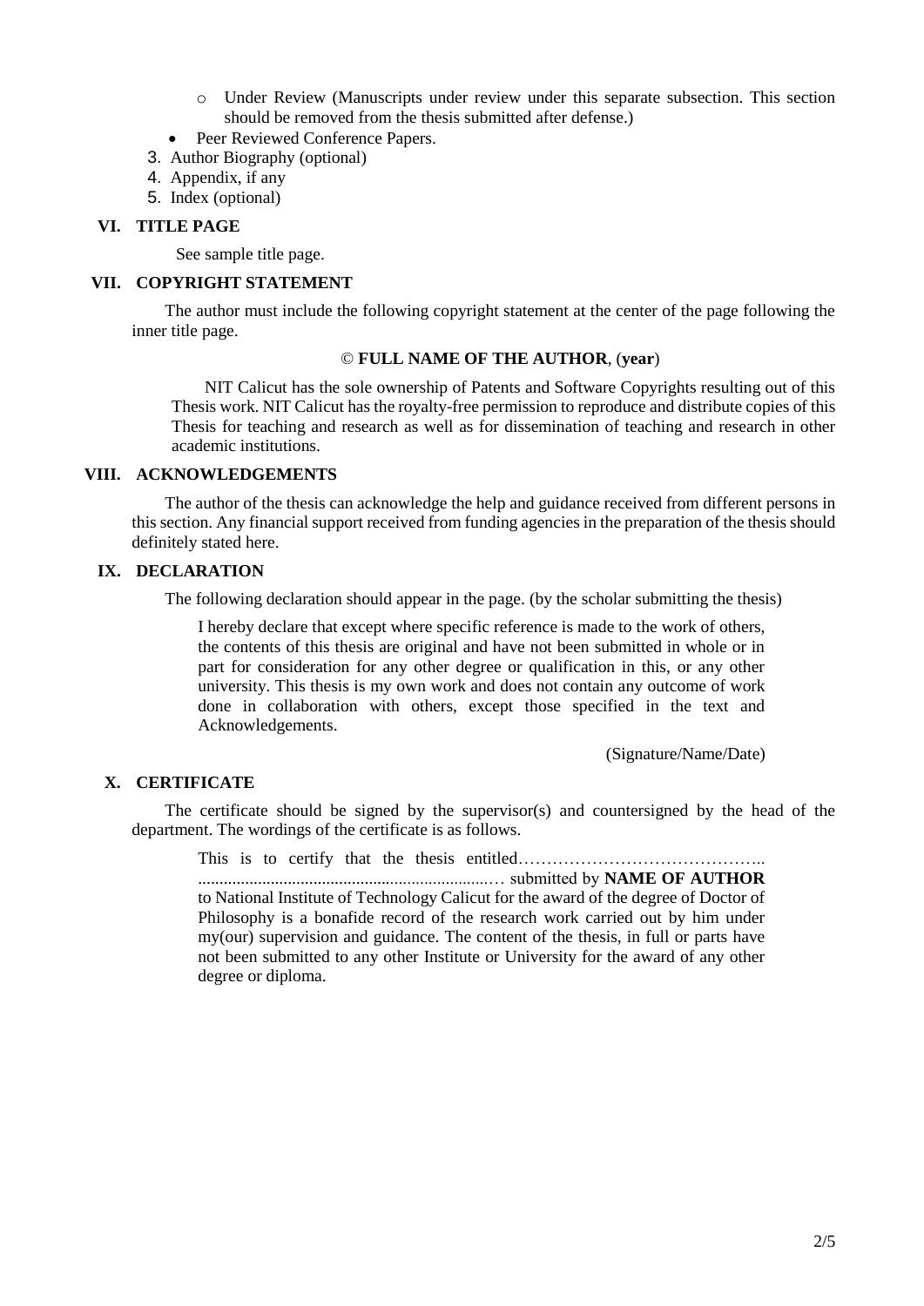- Under Review (Manuscripts under review under this separate subsection. This section should be removed from the thesis submitted after defense.)
- Peer Reviewed Conference Papers.

3. Author Biography (optional)
4. Appendix, if any
5. Index (optional)

## VI. TITLE PAGE

See sample title page.

## VII. COPYRIGHT STATEMENT

The author must include the following copyright statement at the center of the page following the inner title page.

© **FULL NAME OF THE AUTHOR**, (**year**)

> NIT Calicut has the sole ownership of Patents and Software Copyrights resulting out of this Thesis work. NIT Calicut has the royalty-free permission to reproduce and distribute copies of this Thesis for teaching and research as well as for dissemination of teaching and research in other academic institutions.

## VIII. ACKNOWLEDGEMENTS

The author of the thesis can acknowledge the help and guidance received from different persons in this section. Any financial support received from funding agencies in the preparation of the thesis should definitely stated here.

## IX. DECLARATION

The following declaration should appear in the page. (by the scholar submitting the thesis)

> I hereby declare that except where specific reference is made to the work of others, the contents of this thesis are original and have not been submitted in whole or in part for consideration for any other degree or qualification in this, or any other university. This thesis is my own work and does not contain any outcome of work done in collaboration with others, except those specified in the text and Acknowledgements.
>
> (Signature/Name/Date)

## X. CERTIFICATE

The certificate should be signed by the supervisor(s) and countersigned by the head of the department. The wordings of the certificate is as follows.

> This is to certify that the thesis entitled…………………………………….. ....................................................................… submitted by **NAME OF AUTHOR** to National Institute of Technology Calicut for the award of the degree of Doctor of Philosophy is a bonafide record of the research work carried out by him under my(our) supervision and guidance. The content of the thesis, in full or parts have not been submitted to any other Institute or University for the award of any other degree or diploma.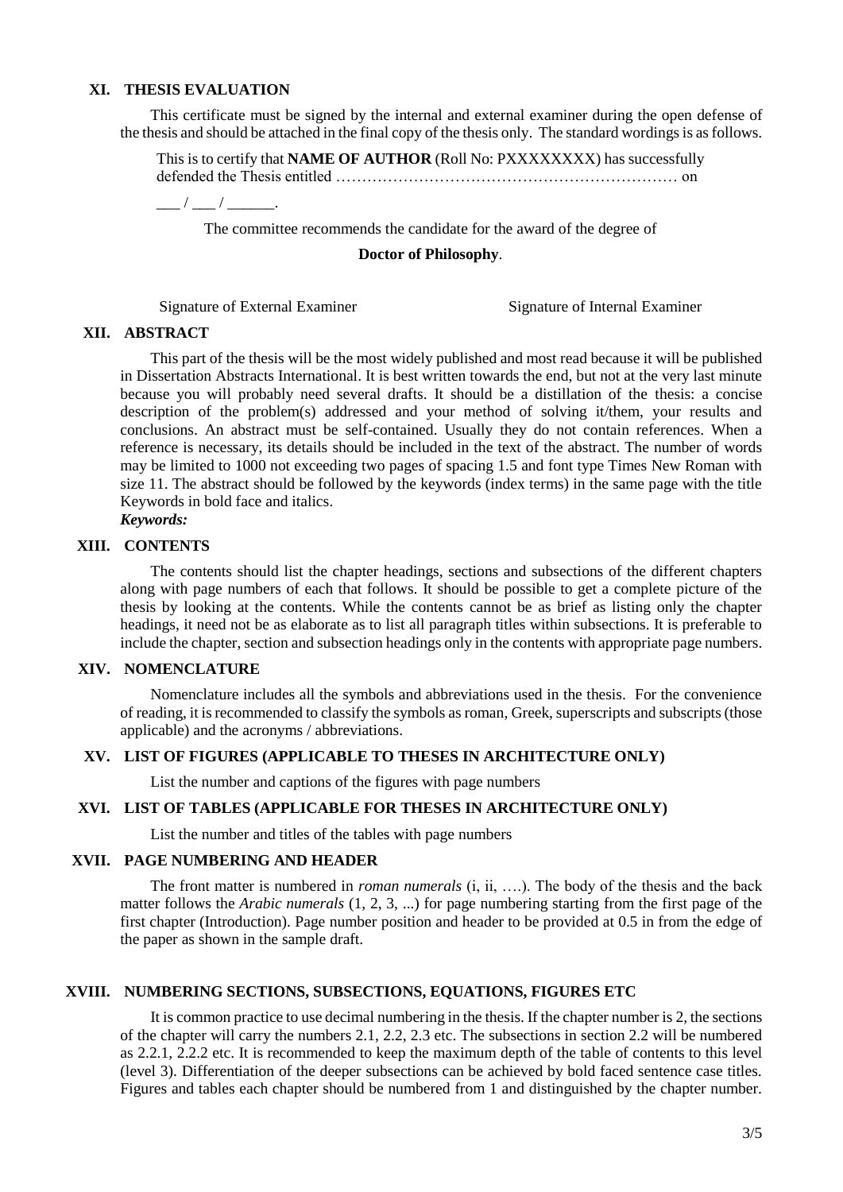## XI. THESIS EVALUATION

This certificate must be signed by the internal and external examiner during the open defense of the thesis and should be attached in the final copy of the thesis only. The standard wordings is as follows.

This is to certify that **NAME OF AUTHOR** (Roll No: PXXXXXXXX) has successfully defended the Thesis entitled ………………………………………………………… on

___ / ___ / ______.

The committee recommends the candidate for the award of the degree of

**Doctor of Philosophy**.

Signature of External Examiner                    Signature of Internal Examiner

## XII. ABSTRACT

This part of the thesis will be the most widely published and most read because it will be published in Dissertation Abstracts International. It is best written towards the end, but not at the very last minute because you will probably need several drafts. It should be a distillation of the thesis: a concise description of the problem(s) addressed and your method of solving it/them, your results and conclusions. An abstract must be self-contained. Usually they do not contain references. When a reference is necessary, its details should be included in the text of the abstract. The number of words may be limited to 1000 not exceeding two pages of spacing 1.5 and font type Times New Roman with size 11. The abstract should be followed by the keywords (index terms) in the same page with the title Keywords in bold face and italics.

***Keywords:***

## XIII. CONTENTS

The contents should list the chapter headings, sections and subsections of the different chapters along with page numbers of each that follows. It should be possible to get a complete picture of the thesis by looking at the contents. While the contents cannot be as brief as listing only the chapter headings, it need not be as elaborate as to list all paragraph titles within subsections. It is preferable to include the chapter, section and subsection headings only in the contents with appropriate page numbers.

## XIV. NOMENCLATURE

Nomenclature includes all the symbols and abbreviations used in the thesis. For the convenience of reading, it is recommended to classify the symbols as roman, Greek, superscripts and subscripts (those applicable) and the acronyms / abbreviations.

## XV. LIST OF FIGURES (APPLICABLE TO THESES IN ARCHITECTURE ONLY)

List the number and captions of the figures with page numbers

## XVI. LIST OF TABLES (APPLICABLE FOR THESES IN ARCHITECTURE ONLY)

List the number and titles of the tables with page numbers

## XVII. PAGE NUMBERING AND HEADER

The front matter is numbered in *roman numerals* (i, ii, ….). The body of the thesis and the back matter follows the *Arabic numerals* (1, 2, 3, ...) for page numbering starting from the first page of the first chapter (Introduction). Page number position and header to be provided at 0.5 in from the edge of the paper as shown in the sample draft.

## XVIII. NUMBERING SECTIONS, SUBSECTIONS, EQUATIONS, FIGURES ETC

It is common practice to use decimal numbering in the thesis. If the chapter number is 2, the sections of the chapter will carry the numbers 2.1, 2.2, 2.3 etc. The subsections in section 2.2 will be numbered as 2.2.1, 2.2.2 etc. It is recommended to keep the maximum depth of the table of contents to this level (level 3). Differentiation of the deeper subsections can be achieved by bold faced sentence case titles. Figures and tables each chapter should be numbered from 1 and distinguished by the chapter number.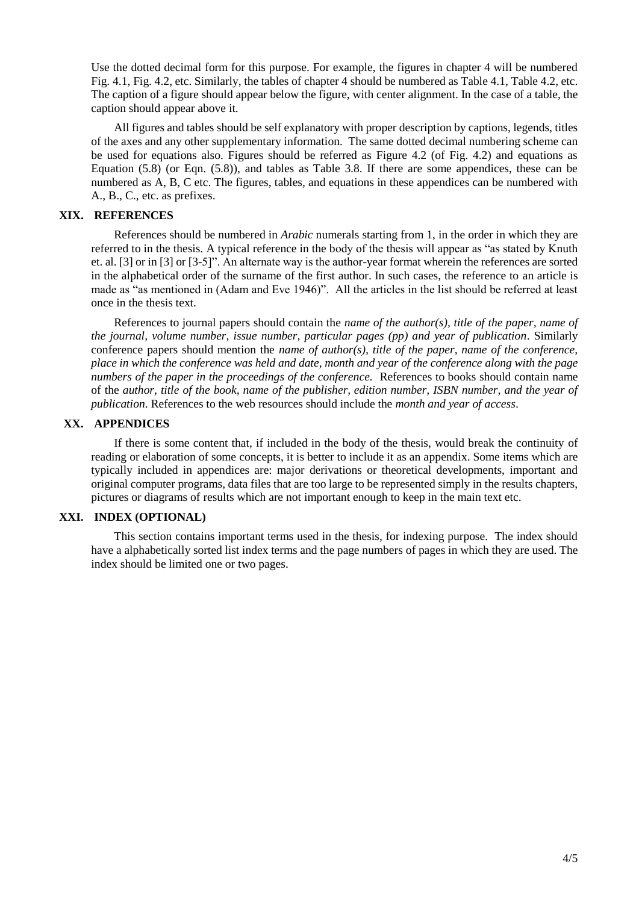Use the dotted decimal form for this purpose. For example, the figures in chapter 4 will be numbered Fig. 4.1, Fig. 4.2, etc. Similarly, the tables of chapter 4 should be numbered as Table 4.1, Table 4.2, etc. The caption of a figure should appear below the figure, with center alignment. In the case of a table, the caption should appear above it.

All figures and tables should be self explanatory with proper description by captions, legends, titles of the axes and any other supplementary information. The same dotted decimal numbering scheme can be used for equations also. Figures should be referred as Figure 4.2 (of Fig. 4.2) and equations as Equation (5.8) (or Eqn. (5.8)), and tables as Table 3.8. If there are some appendices, these can be numbered as A, B, C etc. The figures, tables, and equations in these appendices can be numbered with A., B., C., etc. as prefixes.

## XIX. REFERENCES

References should be numbered in *Arabic* numerals starting from 1, in the order in which they are referred to in the thesis. A typical reference in the body of the thesis will appear as "as stated by Knuth et. al. [3] or in [3] or [3-5]". An alternate way is the author-year format wherein the references are sorted in the alphabetical order of the surname of the first author. In such cases, the reference to an article is made as "as mentioned in (Adam and Eve 1946)". All the articles in the list should be referred at least once in the thesis text.

References to journal papers should contain the *name of the author(s), title of the paper, name of the journal, volume number, issue number, particular pages (pp) and year of publication*. Similarly conference papers should mention the *name of author(s), title of the paper, name of the conference, place in which the conference was held and date, month and year of the conference along with the page numbers of the paper in the proceedings of the conference.* References to books should contain name of the *author, title of the book, name of the publisher, edition number, ISBN number, and the year of publication*. References to the web resources should include the *month and year of access*.

## XX. APPENDICES

If there is some content that, if included in the body of the thesis, would break the continuity of reading or elaboration of some concepts, it is better to include it as an appendix. Some items which are typically included in appendices are: major derivations or theoretical developments, important and original computer programs, data files that are too large to be represented simply in the results chapters, pictures or diagrams of results which are not important enough to keep in the main text etc.

## XXI. INDEX (OPTIONAL)

This section contains important terms used in the thesis, for indexing purpose. The index should have a alphabetically sorted list index terms and the page numbers of pages in which they are used. The index should be limited one or two pages.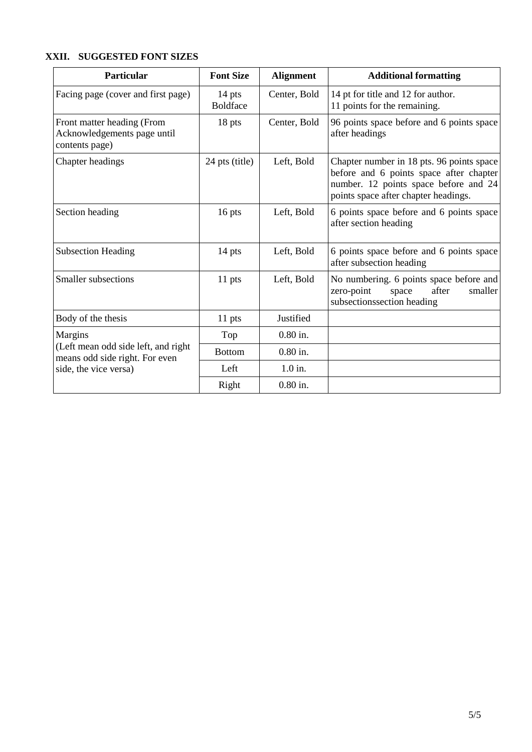## XXII. SUGGESTED FONT SIZES

| Particular | Font Size | Alignment | Additional formatting |
|---|---|---|---|
| Facing page (cover and first page) | 14 pts Boldface | Center, Bold | 14 pt for title and 12 for author. 11 points for the remaining. |
| Front matter heading (From Acknowledgements page until contents page) | 18 pts | Center, Bold | 96 points space before and 6 points space after headings |
| Chapter headings | 24 pts (title) | Left, Bold | Chapter number in 18 pts. 96 points space before and 6 points space after chapter number. 12 points space before and 24 points space after chapter headings. |
| Section heading | 16 pts | Left, Bold | 6 points space before and 6 points space after section heading |
| Subsection Heading | 14 pts | Left, Bold | 6 points space before and 6 points space after subsection heading |
| Smaller subsections | 11 pts | Left, Bold | No numbering. 6 points space before and zero-point space after smaller subsectionssection heading |
| Body of the thesis | 11 pts | Justified | |
| Margins (Left mean odd side left, and right means odd side right. For even side, the vice versa) | Top | 0.80 in. | |
| | Bottom | 0.80 in. | |
| | Left | 1.0 in. | |
| | Right | 0.80 in. | |